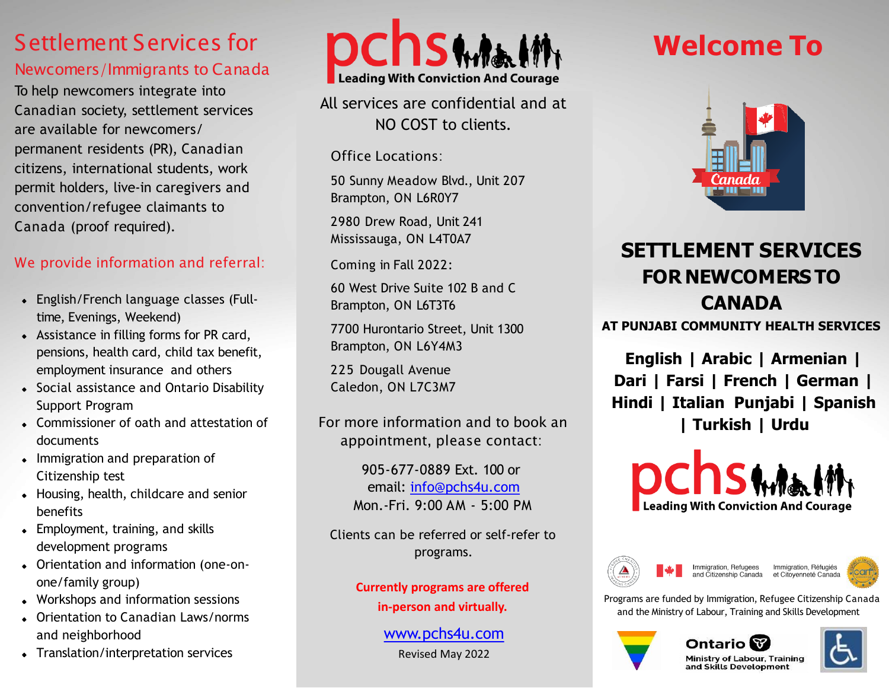# Settlement Services for

## Newcomers/Immigrants to Canada

To help newcomers integrate into Canadian society, settlement services are available for newcomers/ permanent residents (PR), Canadian citizens, international students, work permit holders, live-in caregivers and convention/refugee claimants to Canada (proof required).

### We provide information and referral:

- English/French language classes (Full-time, Evenings, Weekend)
- Assistance in filling forms for PR card, pensions, health card, child tax benefit, employment insurance and others
- Social assistance and Ontario Disability Support Program
- Commissioner of oath and attestation of documents
- Immigration and preparation of Citizenship test
- Housing, health, childcare and senior benefits
- Employment, training, and skills development programs
- Orientation and information (one-on-one/family group)
- Workshops and information sessions
- Orientation to Canadian Laws/norms and neighborhood
- Translation/interpretation services

**pchs**

**Leading With Conviction And Courage**

All services are confidential and at NO COST to clients.

Office Locations:

50 Sunny Meadow Blvd., Unit 207
Brampton, ON L6R0Y7

2980 Drew Road, Unit 241
Mississauga, ON L4T0A7

Coming in Fall 2022:

60 West Drive Suite 102 B and C
Brampton, ON L6T3T6

7700 Hurontario Street, Unit 1300
Brampton, ON L6Y4M3

225 Dougall Avenue
Caledon, ON L7C3M7

For more information and to book an appointment, please contact:

905-677-0889 Ext. 100 or
email: info@pchs4u.com
Mon.-Fri. 9:00 AM - 5:00 PM

Clients can be referred or self-refer to programs.

**Currently programs are offered in-person and virtually.**

www.pchs4u.com

Revised May 2022

# Welcome To

Canada

## SETTLEMENT SERVICES FOR NEWCOMERS TO CANADA

**AT PUNJABI COMMUNITY HEALTH SERVICES**

**English | Arabic | Armenian | Dari | Farsi | French | German | Hindi | Italian Punjabi | Spanish | Turkish | Urdu**

**pchs**

**Leading With Conviction And Courage**

Immigration, Refugees and Citizenship Canada / Immigration, Réfugiés et Citoyenneté Canada

Programs are funded by Immigration, Refugee Citizenship Canada and the Ministry of Labour, Training and Skills Development

Ontario
Ministry of Labour, Training and Skills Development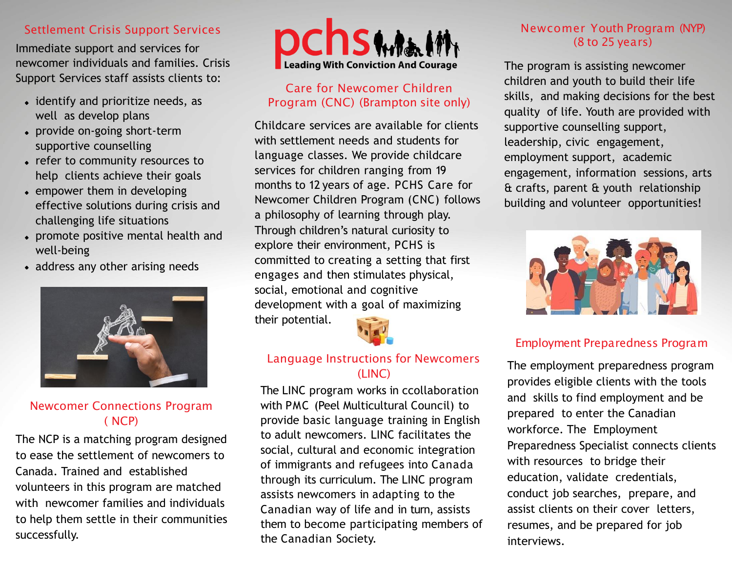## Settlement Crisis Support Services

Immediate support and services for newcomer individuals and families. Crisis Support Services staff assists clients to:

- identify and prioritize needs, as well as develop plans
- provide on-going short-term supportive counselling
- refer to community resources to help clients achieve their goals
- empower them in developing effective solutions during crisis and challenging life situations
- promote positive mental health and well-being
- address any other arising needs

## Newcomer Connections Program ( NCP)

The NCP is a matching program designed to ease the settlement of newcomers to Canada. Trained and established volunteers in this program are matched with newcomer families and individuals to help them settle in their communities successfully.

# pchs

**Leading With Conviction And Courage**

## Care for Newcomer Children Program (CNC) (Brampton site only)

Childcare services are available for clients with settlement needs and students for language classes. We provide childcare services for children ranging from 19 months to 12 years of age. PCHS Care for Newcomer Children Program (CNC) follows a philosophy of learning through play. Through children's natural curiosity to explore their environment, PCHS is committed to creating a setting that first engages and then stimulates physical, social, emotional and cognitive development with a goal of maximizing their potential.

## Language Instructions for Newcomers (LINC)

The LINC program works in ccollaboration with PMC (Peel Multicultural Council) to provide basic language training in English to adult newcomers. LINC facilitates the social, cultural and economic integration of immigrants and refugees into Canada through its curriculum. The LINC program assists newcomers in adapting to the Canadian way of life and in turn, assists them to become participating members of the Canadian Society.

## Newcomer Youth Program (NYP) (8 to 25 years)

The program is assisting newcomer children and youth to build their life skills, and making decisions for the best quality of life. Youth are provided with supportive counselling support, leadership, civic engagement, employment support, academic engagement, information sessions, arts & crafts, parent & youth relationship building and volunteer opportunities!

## Employment Preparedness Program

The employment preparedness program provides eligible clients with the tools and skills to find employment and be prepared to enter the Canadian workforce. The Employment Preparedness Specialist connects clients with resources to bridge their education, validate credentials, conduct job searches, prepare, and assist clients on their cover letters, resumes, and be prepared for job interviews.